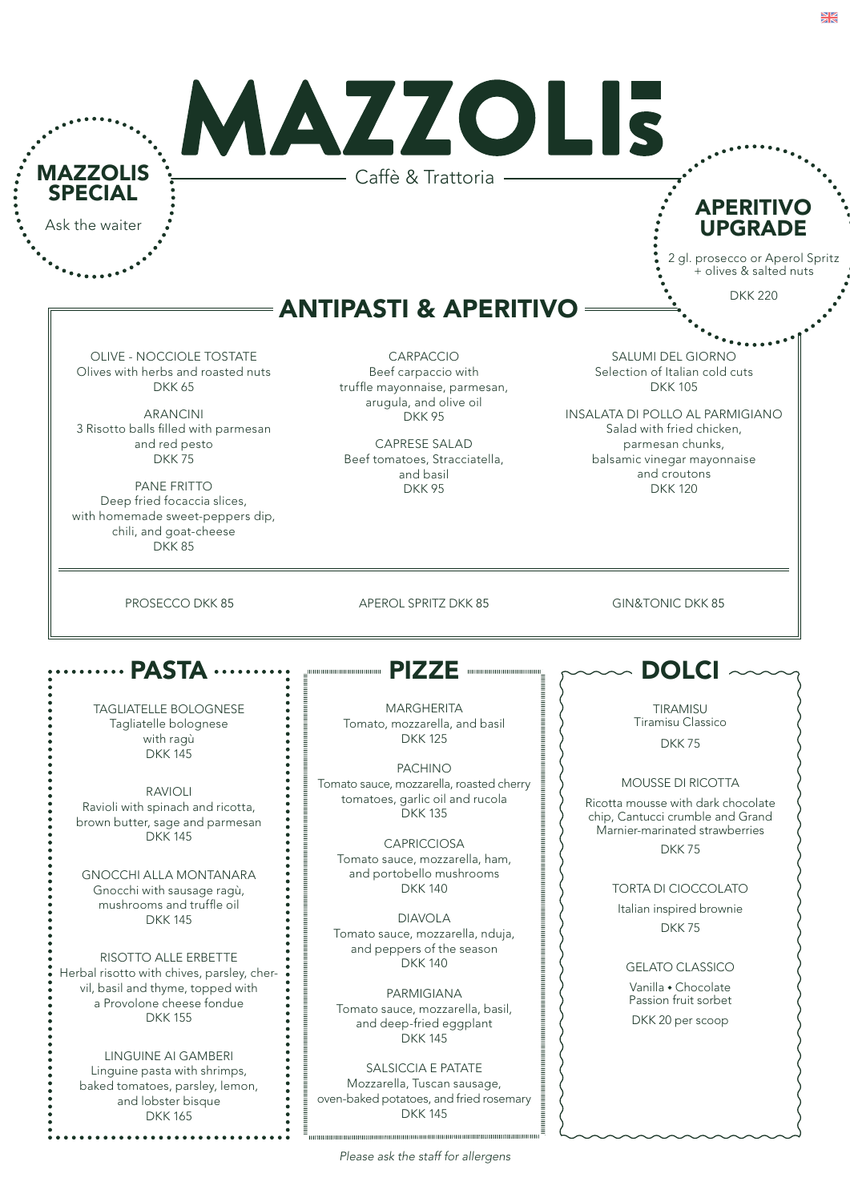# MAZZOLIS

Caffè & Trattoria

**MAZZOLIS SPECIAL**

Ask the waiter

**APERITIVO UPGRADE**

2 gl. prosecco or Aperol Spritz + olives & salted nuts

DKK 220

## ANTIPASTI & APERITIVO

OLIVE - NOCCIOLE TOSTATE
Olives with herbs and roasted nuts
DKK 65

ARANCINI
3 Risotto balls filled with parmesan and red pesto
DKK 75

PANE FRITTO
Deep fried focaccia slices, with homemade sweet-peppers dip, chili, and goat-cheese
DKK 85

CARPACCIO
Beef carpaccio with truffle mayonnaise, parmesan, arugula, and olive oil
DKK 95

CAPRESE SALAD
Beef tomatoes, Stracciatella, and basil
DKK 95

SALUMI DEL GIORNO
Selection of Italian cold cuts
DKK 105

INSALATA DI POLLO AL PARMIGIANO
Salad with fried chicken, parmesan chunks, balsamic vinegar mayonnaise and croutons
DKK 120

PROSECCO DKK 85

APEROL SPRITZ DKK 85

GIN&TONIC DKK 85

## PASTA

TAGLIATELLE BOLOGNESE
Tagliatelle bolognese with ragù
DKK 145

RAVIOLI
Ravioli with spinach and ricotta, brown butter, sage and parmesan
DKK 145

GNOCCHI ALLA MONTANARA
Gnocchi with sausage ragù, mushrooms and truffle oil
DKK 145

RISOTTO ALLE ERBETTE
Herbal risotto with chives, parsley, chervil, basil and thyme, topped with a Provolone cheese fondue
DKK 155

LINGUINE AI GAMBERI
Linguine pasta with shrimps, baked tomatoes, parsley, lemon, and lobster bisque
DKK 165

## PIZZE

MARGHERITA
Tomato, mozzarella, and basil
DKK 125

PACHINO
Tomato sauce, mozzarella, roasted cherry tomatoes, garlic oil and rucola
DKK 135

CAPRICCIOSA
Tomato sauce, mozzarella, ham, and portobello mushrooms
DKK 140

DIAVOLA
Tomato sauce, mozzarella, nduja, and peppers of the season
DKK 140

PARMIGIANA
Tomato sauce, mozzarella, basil, and deep-fried eggplant
DKK 145

SALSICCIA E PATATE
Mozzarella, Tuscan sausage, oven-baked potatoes, and fried rosemary
DKK 145

## DOLCI

TIRAMISU
Tiramisu Classico
DKK 75

MOUSSE DI RICOTTA
Ricotta mousse with dark chocolate chip, Cantucci crumble and Grand Marnier-marinated strawberries
DKK 75

TORTA DI CIOCCOLATO
Italian inspired brownie
DKK 75

GELATO CLASSICO
Vanilla • Chocolate
Passion fruit sorbet
DKK 20 per scoop

*Please ask the staff for allergens*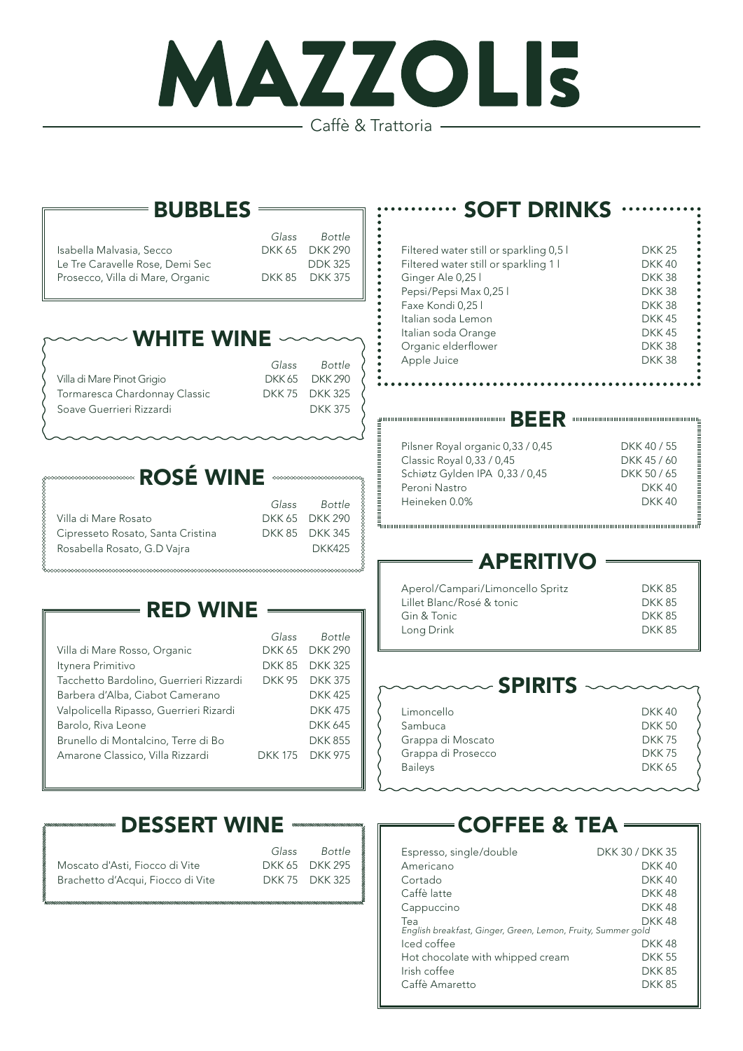# MAZZOLI's

Caffè & Trattoria

## BUBBLES

| | Glass | Bottle |
|---|---|---|
| Isabella Malvasia, Secco | DKK 65 | DKK 290 |
| Le Tre Caravelle Rose, Demi Sec | | DDK 325 |
| Prosecco, Villa di Mare, Organic | DKK 85 | DKK 375 |

## WHITE WINE

| | Glass | Bottle |
|---|---|---|
| Villa di Mare Pinot Grigio | DKK 65 | DKK 290 |
| Tormaresca Chardonnay Classic | DKK 75 | DKK 325 |
| Soave Guerrieri Rizzardi | | DKK 375 |

## ROSÉ WINE

| | Glass | Bottle |
|---|---|---|
| Villa di Mare Rosato | DKK 65 | DKK 290 |
| Cipresseto Rosato, Santa Cristina | DKK 85 | DKK 345 |
| Rosabella Rosato, G.D Vajra | | DKK425 |

## RED WINE

| | Glass | Bottle |
|---|---|---|
| Villa di Mare Rosso, Organic | DKK 65 | DKK 290 |
| Itynera Primitivo | DKK 85 | DKK 325 |
| Tacchetto Bardolino, Guerrieri Rizzardi | DKK 95 | DKK 375 |
| Barbera d'Alba, Ciabot Camerano | | DKK 425 |
| Valpolicella Ripasso, Guerrieri Rizardi | | DKK 475 |
| Barolo, Riva Leone | | DKK 645 |
| Brunello di Montalcino, Terre di Bo | | DKK 855 |
| Amarone Classico, Villa Rizzardi | DKK 175 | DKK 975 |

## DESSERT WINE

| | Glass | Bottle |
|---|---|---|
| Moscato d'Asti, Fiocco di Vite | DKK 65 | DKK 295 |
| Brachetto d'Acqui, Fiocco di Vite | DKK 75 | DKK 325 |

## SOFT DRINKS

| | |
|---|---|
| Filtered water still or sparkling 0,5 l | DKK 25 |
| Filtered water still or sparkling 1 l | DKK 40 |
| Ginger Ale 0,25 l | DKK 38 |
| Pepsi/Pepsi Max 0,25 l | DKK 38 |
| Faxe Kondi 0,25 l | DKK 38 |
| Italian soda Lemon | DKK 45 |
| Italian soda Orange | DKK 45 |
| Organic elderflower | DKK 38 |
| Apple Juice | DKK 38 |

## BEER

| | |
|---|---|
| Pilsner Royal organic 0,33 / 0,45 | DKK 40 / 55 |
| Classic Royal 0,33 / 0,45 | DKK 45 / 60 |
| Schiøtz Gylden IPA 0,33 / 0,45 | DKK 50 / 65 |
| Peroni Nastro | DKK 40 |
| Heineken 0.0% | DKK 40 |

## APERITIVO

| | |
|---|---|
| Aperol/Campari/Limoncello Spritz | DKK 85 |
| Lillet Blanc/Rosé & tonic | DKK 85 |
| Gin & Tonic | DKK 85 |
| Long Drink | DKK 85 |

## SPIRITS

| | |
|---|---|
| Limoncello | DKK 40 |
| Sambuca | DKK 50 |
| Grappa di Moscato | DKK 75 |
| Grappa di Prosecco | DKK 75 |
| Baileys | DKK 65 |

## COFFEE & TEA

| | |
|---|---|
| Espresso, single/double | DKK 30 / DKK 35 |
| Americano | DKK 40 |
| Cortado | DKK 40 |
| Caffè latte | DKK 48 |
| Cappuccino | DKK 48 |
| Tea<br>*English breakfast, Ginger, Green, Lemon, Fruity, Summer gold* | DKK 48 |
| Iced coffee | DKK 48 |
| Hot chocolate with whipped cream | DKK 55 |
| Irish coffee | DKK 85 |
| Caffè Amaretto | DKK 85 |